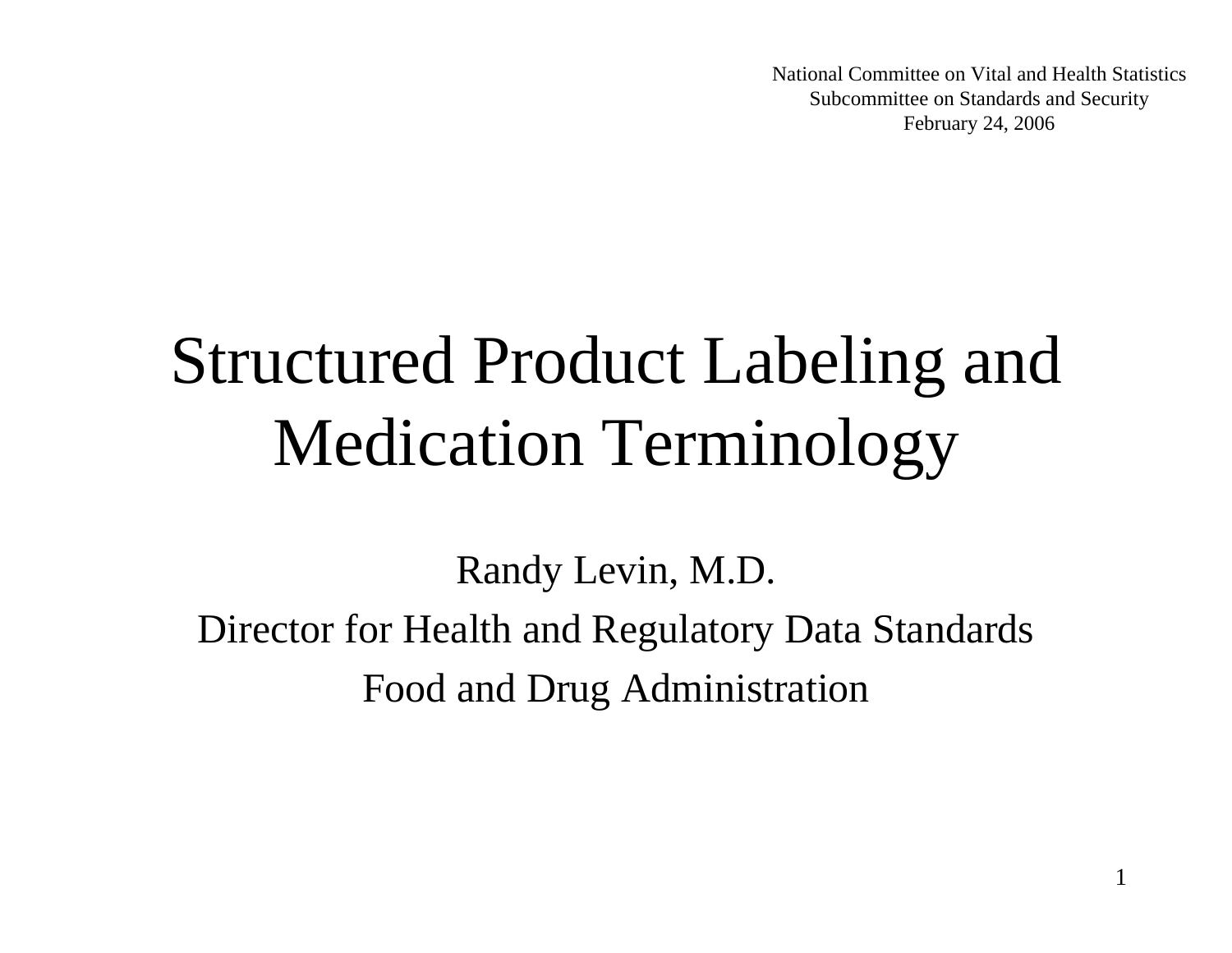National Committee on Vital and Health Statistics
Subcommittee on Standards and Security
February 24, 2006

# Structured Product Labeling and Medication Terminology

Randy Levin, M.D.

Director for Health and Regulatory Data Standards

Food and Drug Administration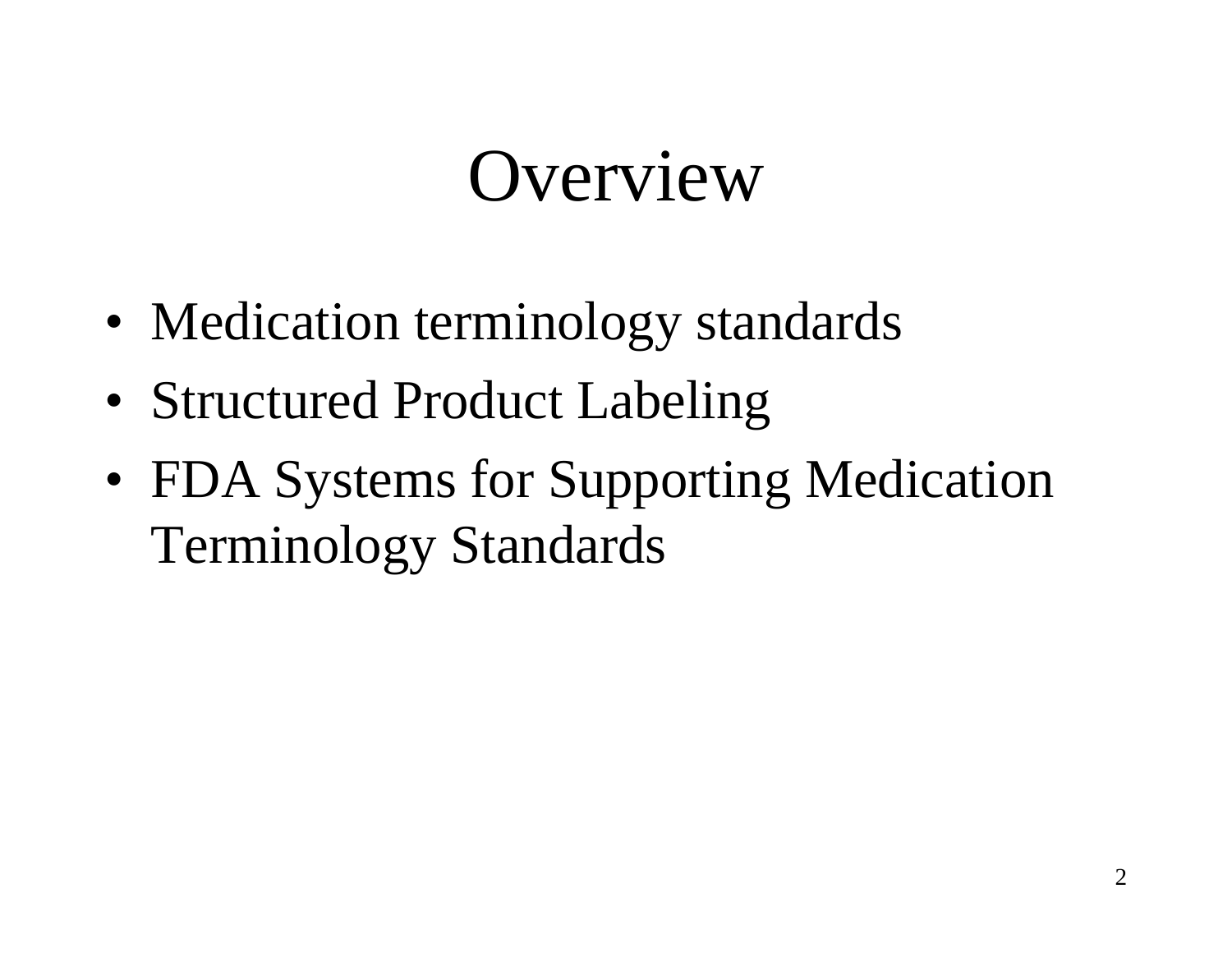# Overview

- Medication terminology standards
- Structured Product Labeling
- FDA Systems for Supporting Medication Terminology Standards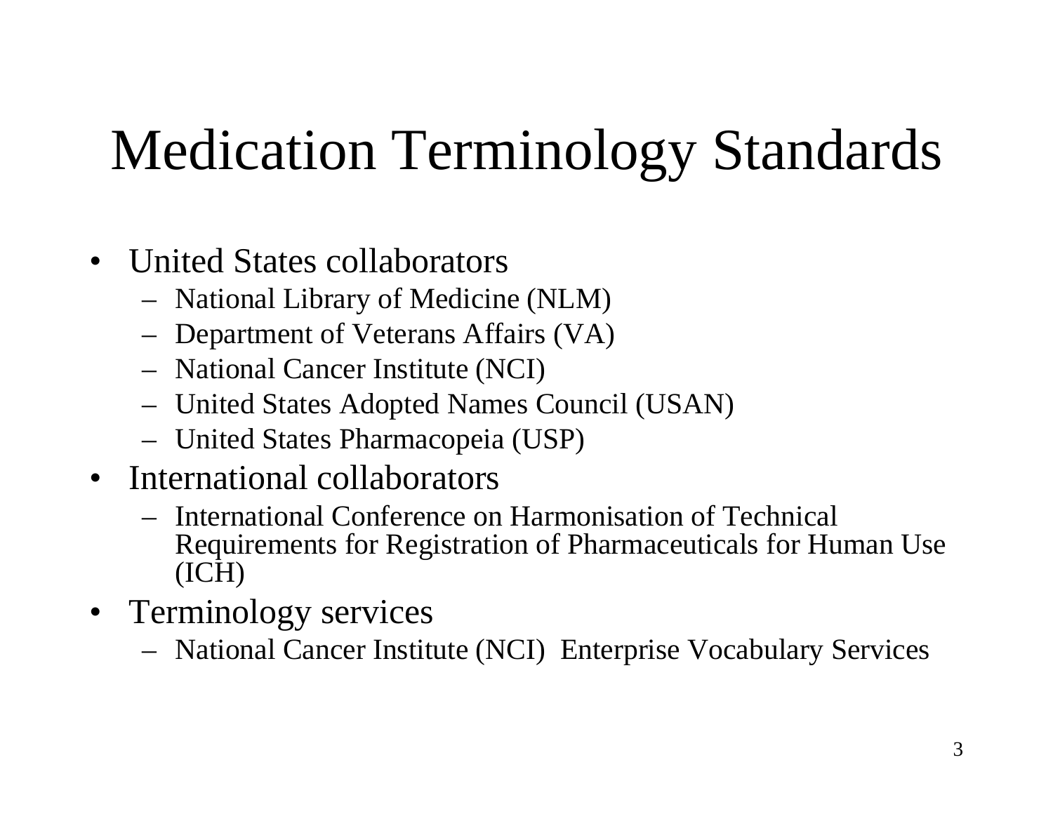# Medication Terminology Standards

- United States collaborators
  - National Library of Medicine (NLM)
  - Department of Veterans Affairs (VA)
  - National Cancer Institute (NCI)
  - United States Adopted Names Council (USAN)
  - United States Pharmacopeia (USP)
- International collaborators
  - International Conference on Harmonisation of Technical Requirements for Registration of Pharmaceuticals for Human Use (ICH)
- Terminology services
  - National Cancer Institute (NCI) Enterprise Vocabulary Services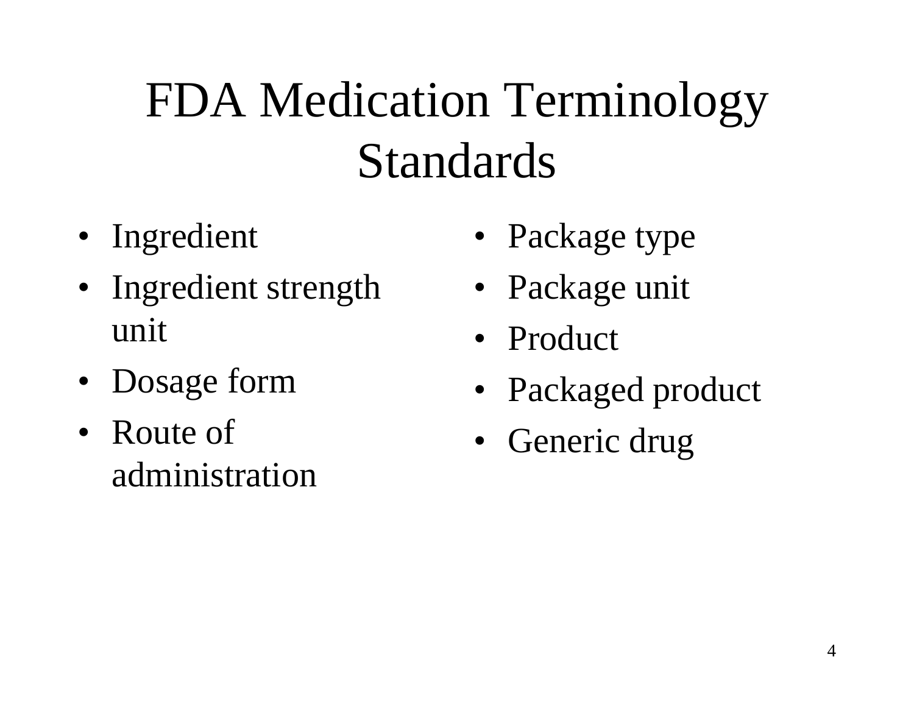# FDA Medication Terminology Standards

- Ingredient
- Ingredient strength unit
- Dosage form
- Route of administration
- Package type
- Package unit
- Product
- Packaged product
- Generic drug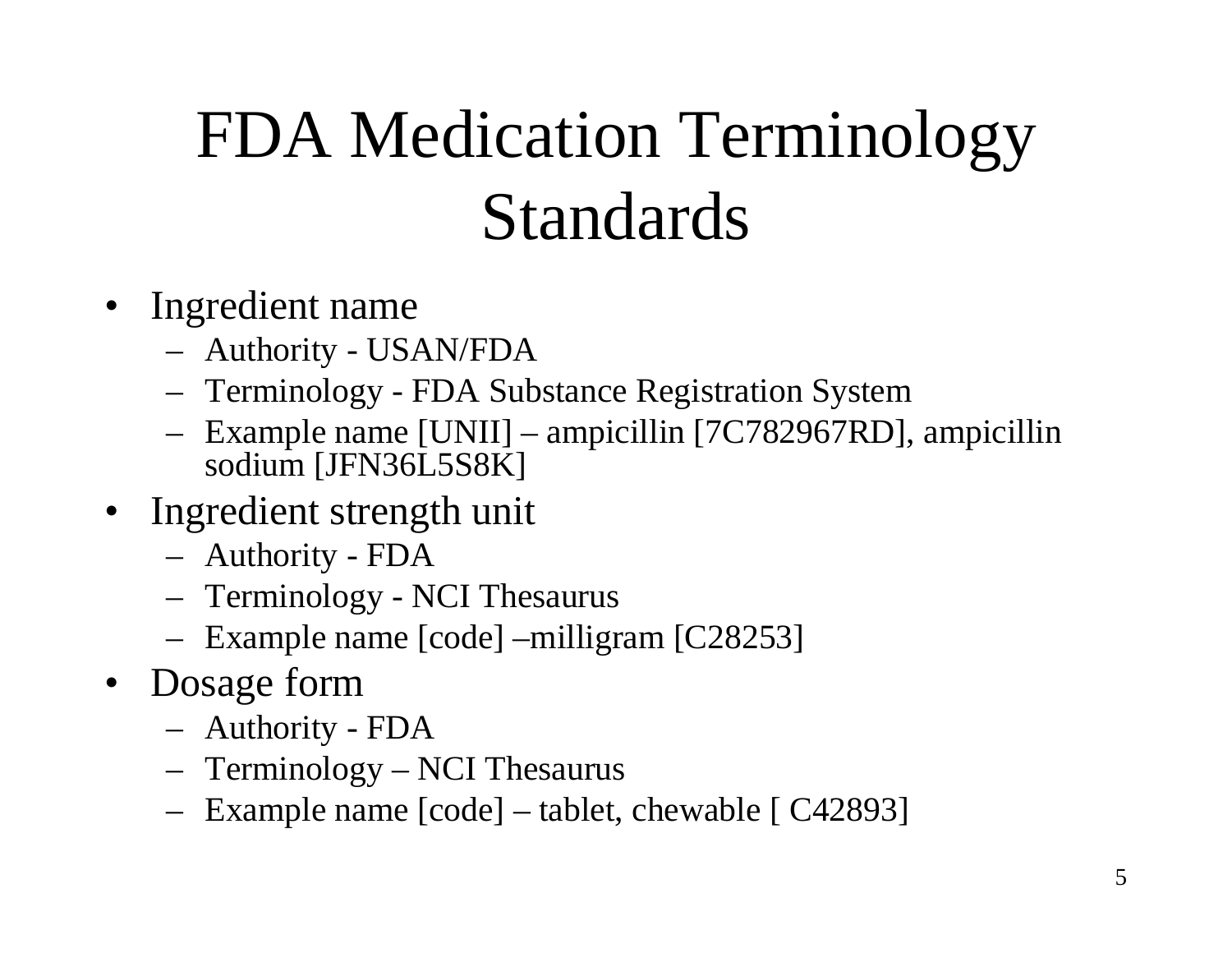# FDA Medication Terminology Standards

- Ingredient name
  - Authority - USAN/FDA
  - Terminology - FDA Substance Registration System
  - Example name [UNII] – ampicillin [7C782967RD], ampicillin sodium [JFN36L5S8K]
- Ingredient strength unit
  - Authority - FDA
  - Terminology - NCI Thesaurus
  - Example name [code] –milligram [C28253]
- Dosage form
  - Authority - FDA
  - Terminology – NCI Thesaurus
  - Example name [code] – tablet, chewable [ C42893]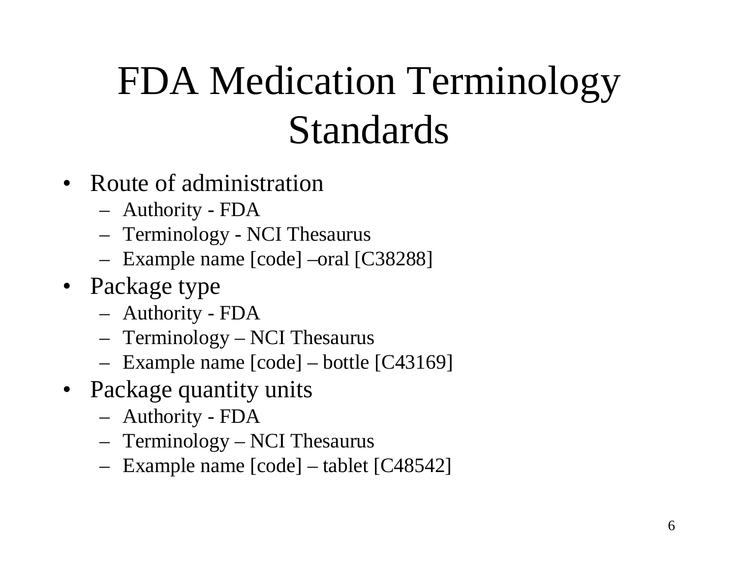# FDA Medication Terminology Standards

- Route of administration
  - Authority - FDA
  - Terminology - NCI Thesaurus
  - Example name [code] –oral [C38288]
- Package type
  - Authority - FDA
  - Terminology – NCI Thesaurus
  - Example name [code] – bottle [C43169]
- Package quantity units
  - Authority - FDA
  - Terminology – NCI Thesaurus
  - Example name [code] – tablet [C48542]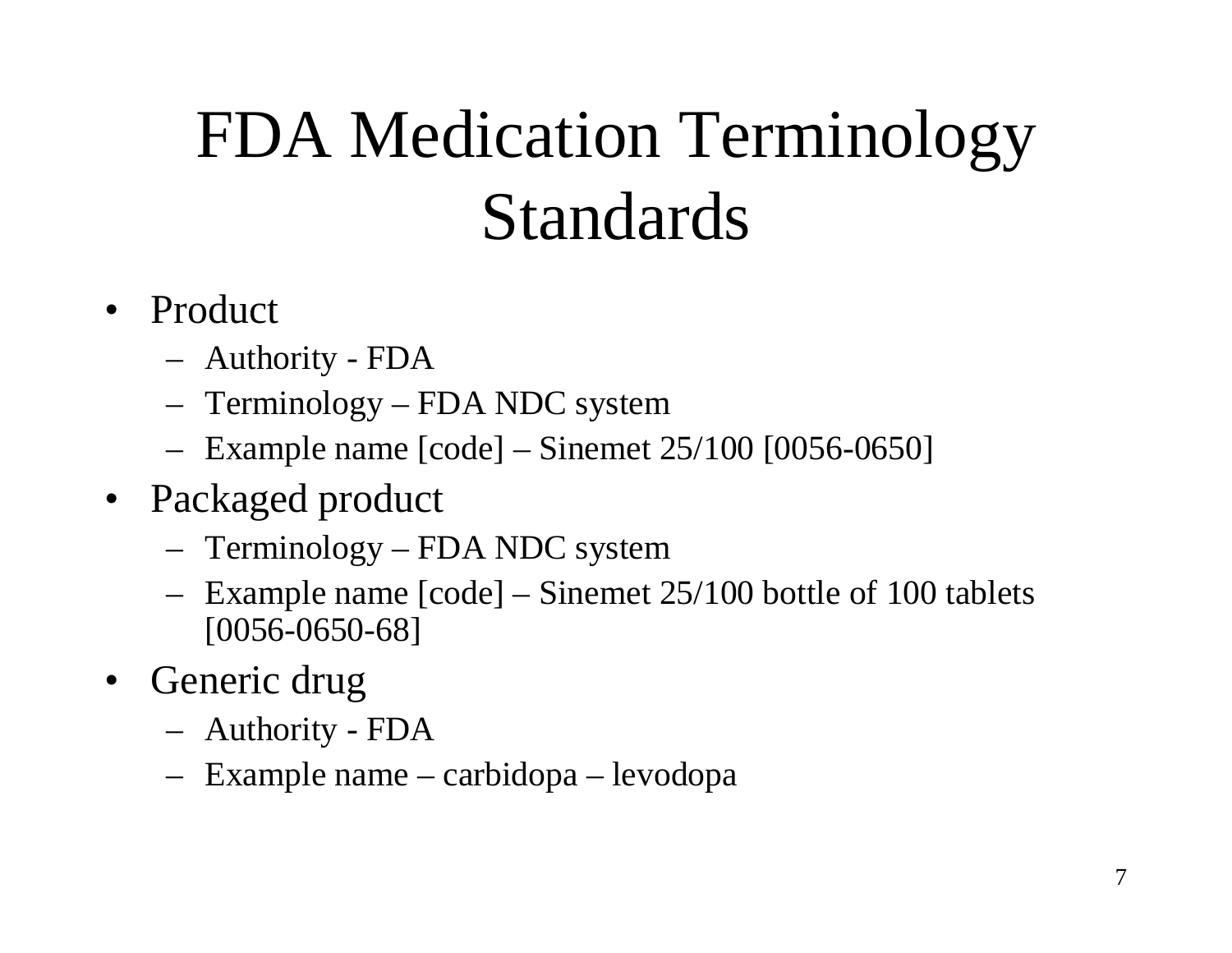# FDA Medication Terminology Standards

- Product
  - Authority - FDA
  - Terminology – FDA NDC system
  - Example name [code] – Sinemet 25/100 [0056-0650]
- Packaged product
  - Terminology – FDA NDC system
  - Example name [code] – Sinemet 25/100 bottle of 100 tablets [0056-0650-68]
- Generic drug
  - Authority - FDA
  - Example name – carbidopa – levodopa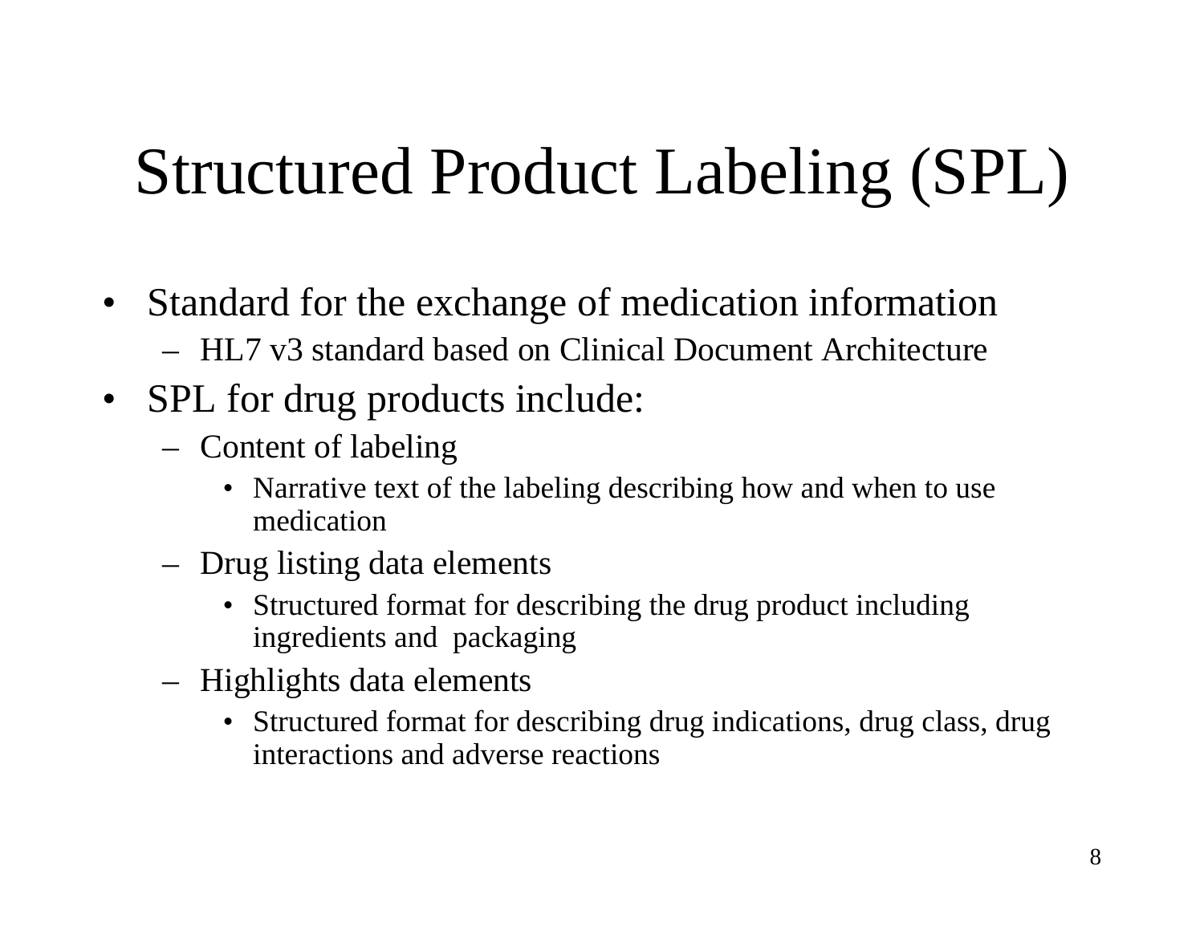# Structured Product Labeling (SPL)

- Standard for the exchange of medication information
  - HL7 v3 standard based on Clinical Document Architecture
- SPL for drug products include:
  - Content of labeling
    - Narrative text of the labeling describing how and when to use medication
  - Drug listing data elements
    - Structured format for describing the drug product including ingredients and packaging
  - Highlights data elements
    - Structured format for describing drug indications, drug class, drug interactions and adverse reactions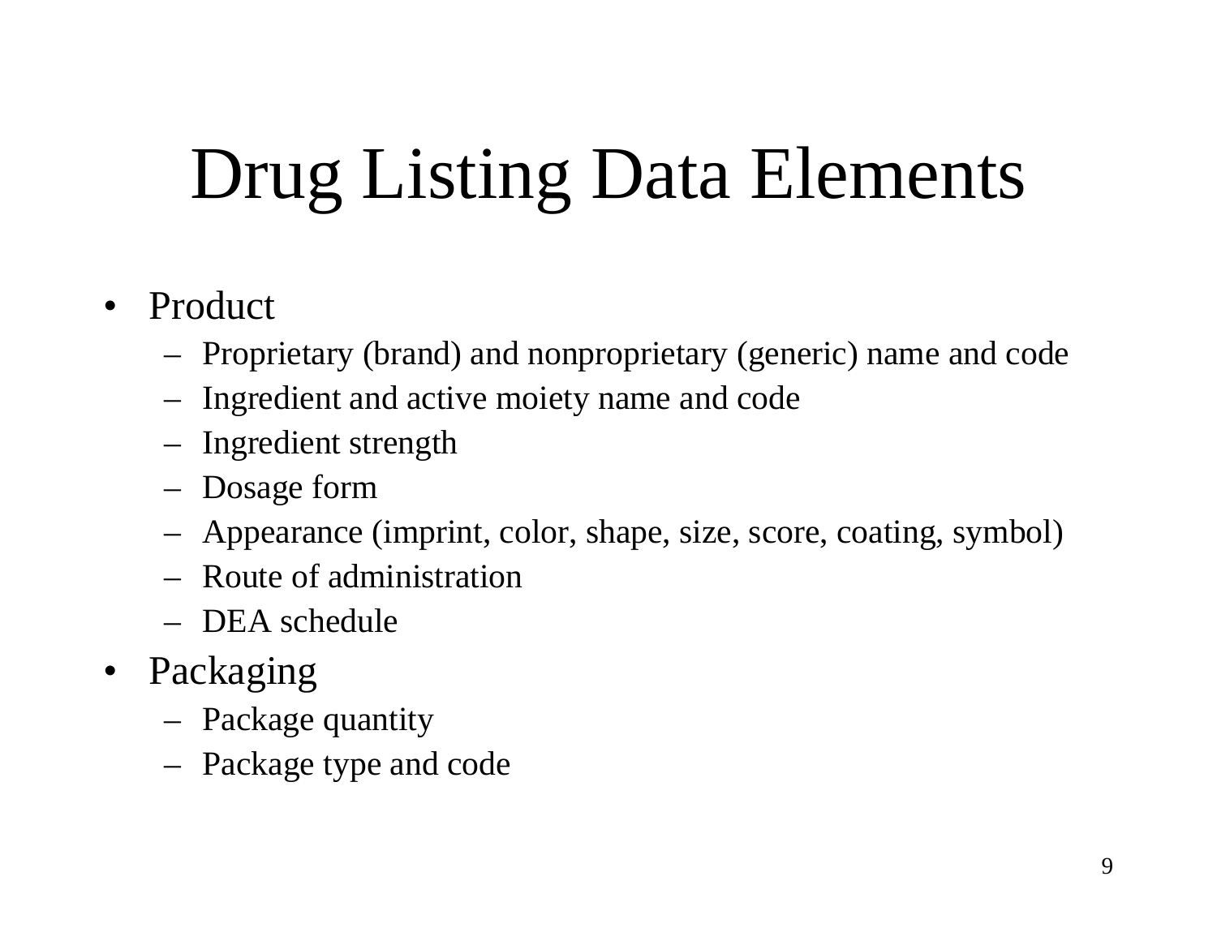# Drug Listing Data Elements

- Product
  - Proprietary (brand) and nonproprietary (generic) name and code
  - Ingredient and active moiety name and code
  - Ingredient strength
  - Dosage form
  - Appearance (imprint, color, shape, size, score, coating, symbol)
  - Route of administration
  - DEA schedule
- Packaging
  - Package quantity
  - Package type and code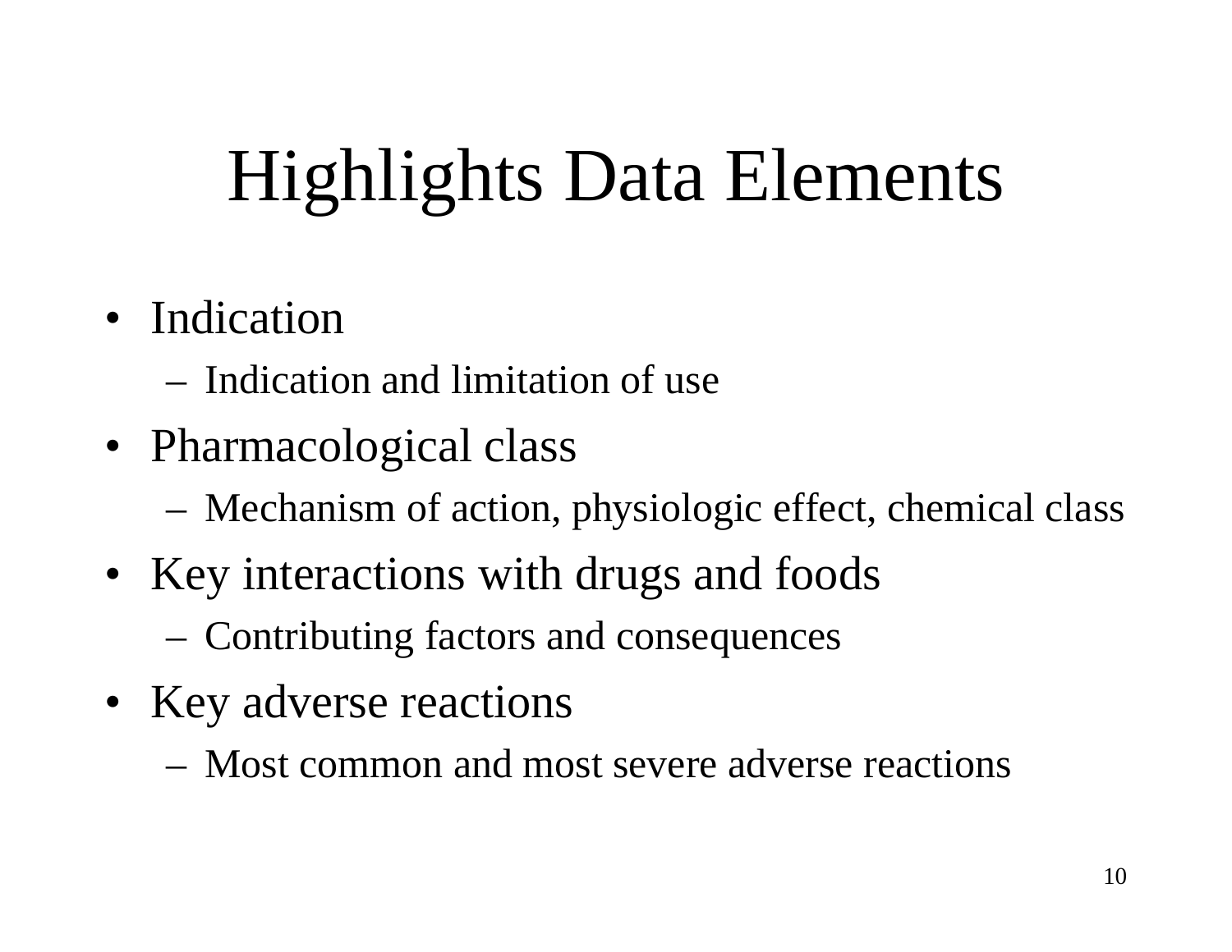# Highlights Data Elements

- Indication
  - Indication and limitation of use
- Pharmacological class
  - Mechanism of action, physiologic effect, chemical class
- Key interactions with drugs and foods
  - Contributing factors and consequences
- Key adverse reactions
  - Most common and most severe adverse reactions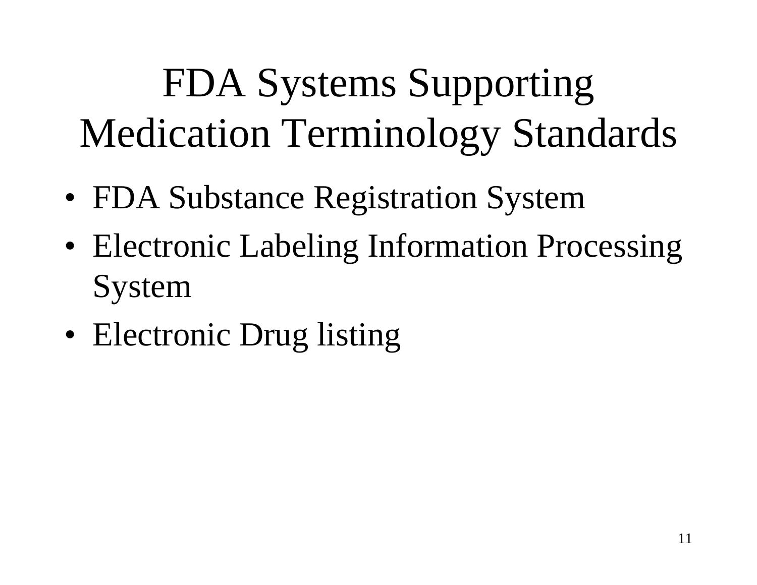# FDA Systems Supporting Medication Terminology Standards

- FDA Substance Registration System
- Electronic Labeling Information Processing System
- Electronic Drug listing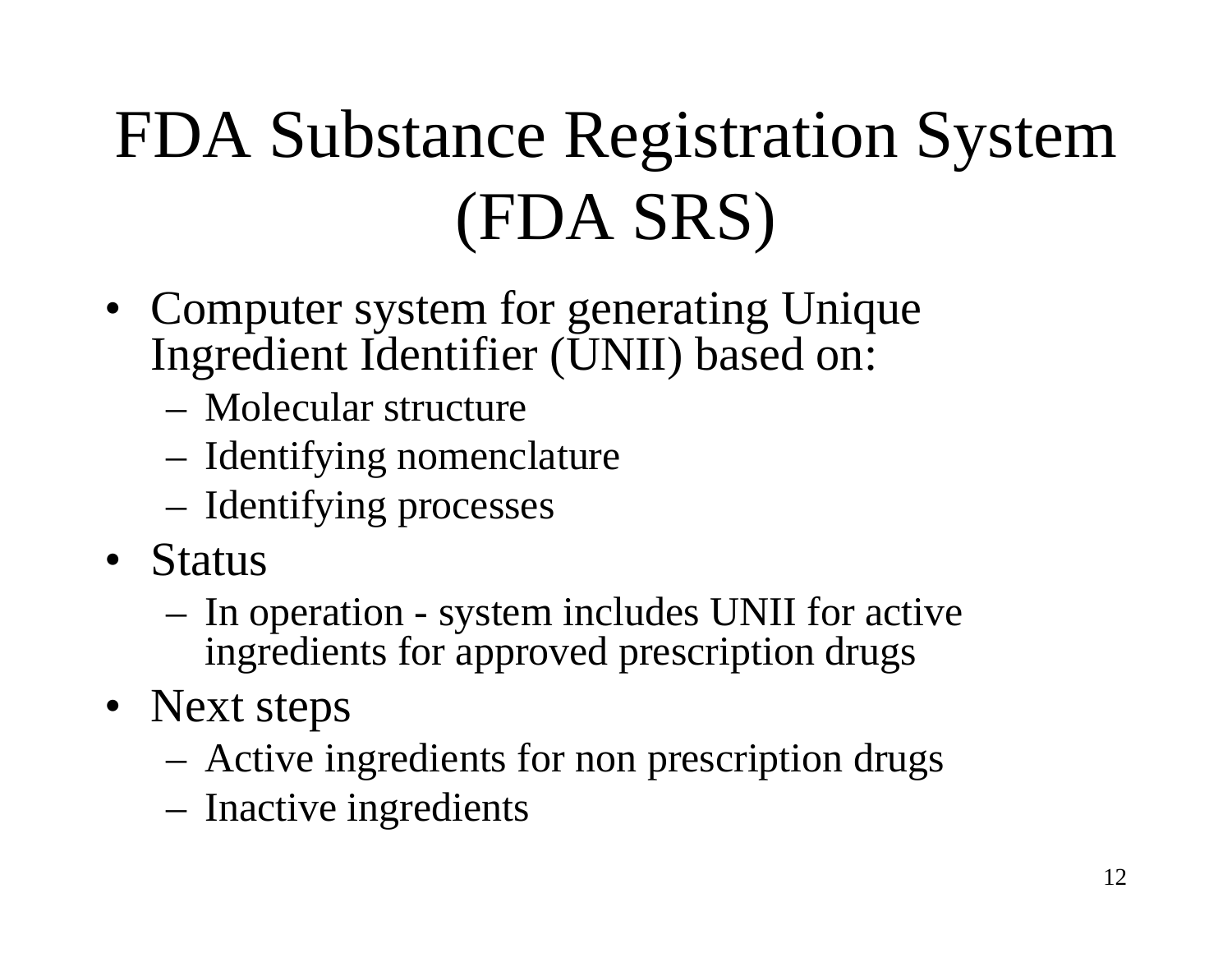# FDA Substance Registration System (FDA SRS)

- Computer system for generating Unique Ingredient Identifier (UNII) based on:
  - Molecular structure
  - Identifying nomenclature
  - Identifying processes
- Status
  - In operation - system includes UNII for active ingredients for approved prescription drugs
- Next steps
  - Active ingredients for non prescription drugs
  - Inactive ingredients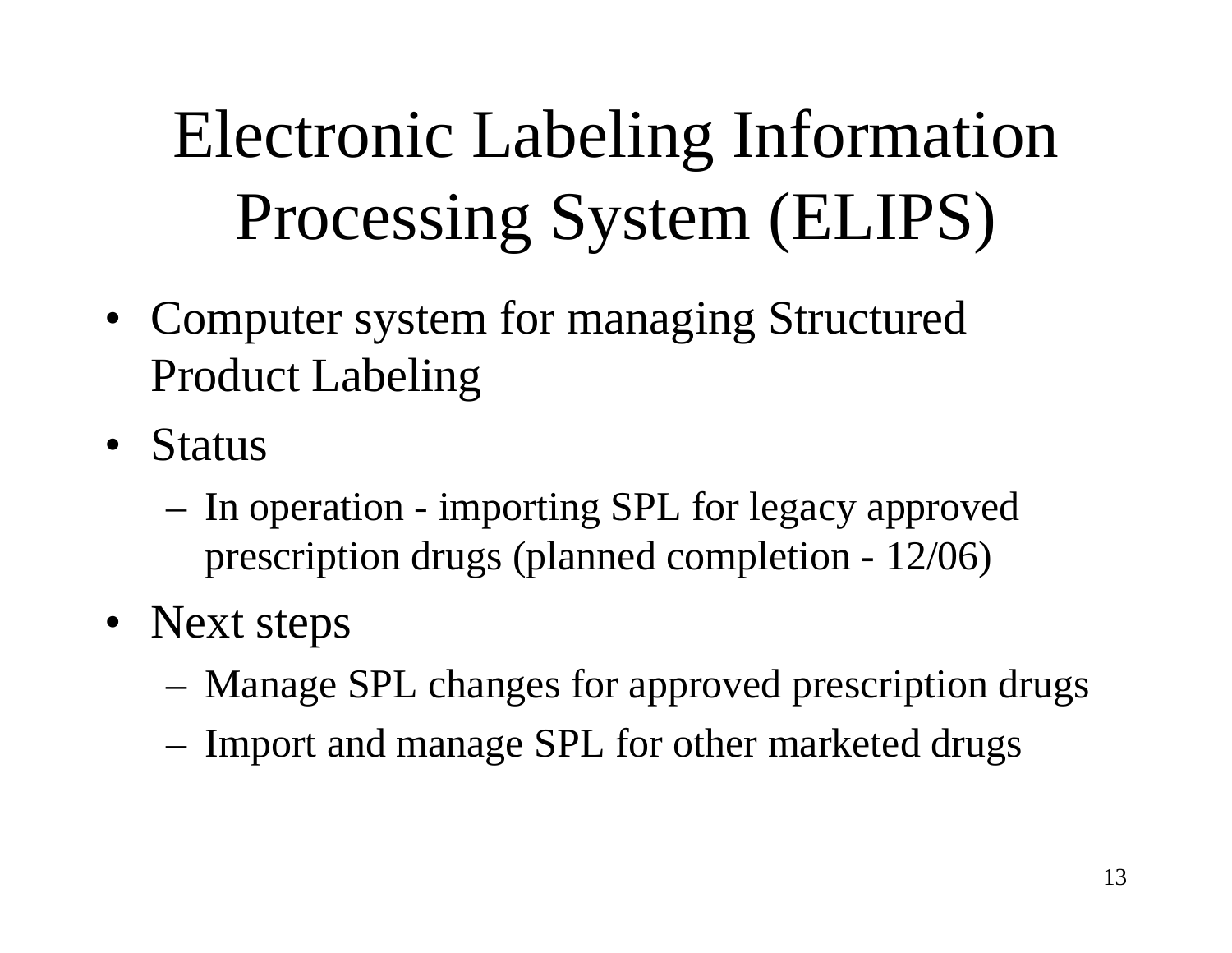# Electronic Labeling Information Processing System (ELIPS)

- Computer system for managing Structured Product Labeling
- Status
  - In operation - importing SPL for legacy approved prescription drugs (planned completion - 12/06)
- Next steps
  - Manage SPL changes for approved prescription drugs
  - Import and manage SPL for other marketed drugs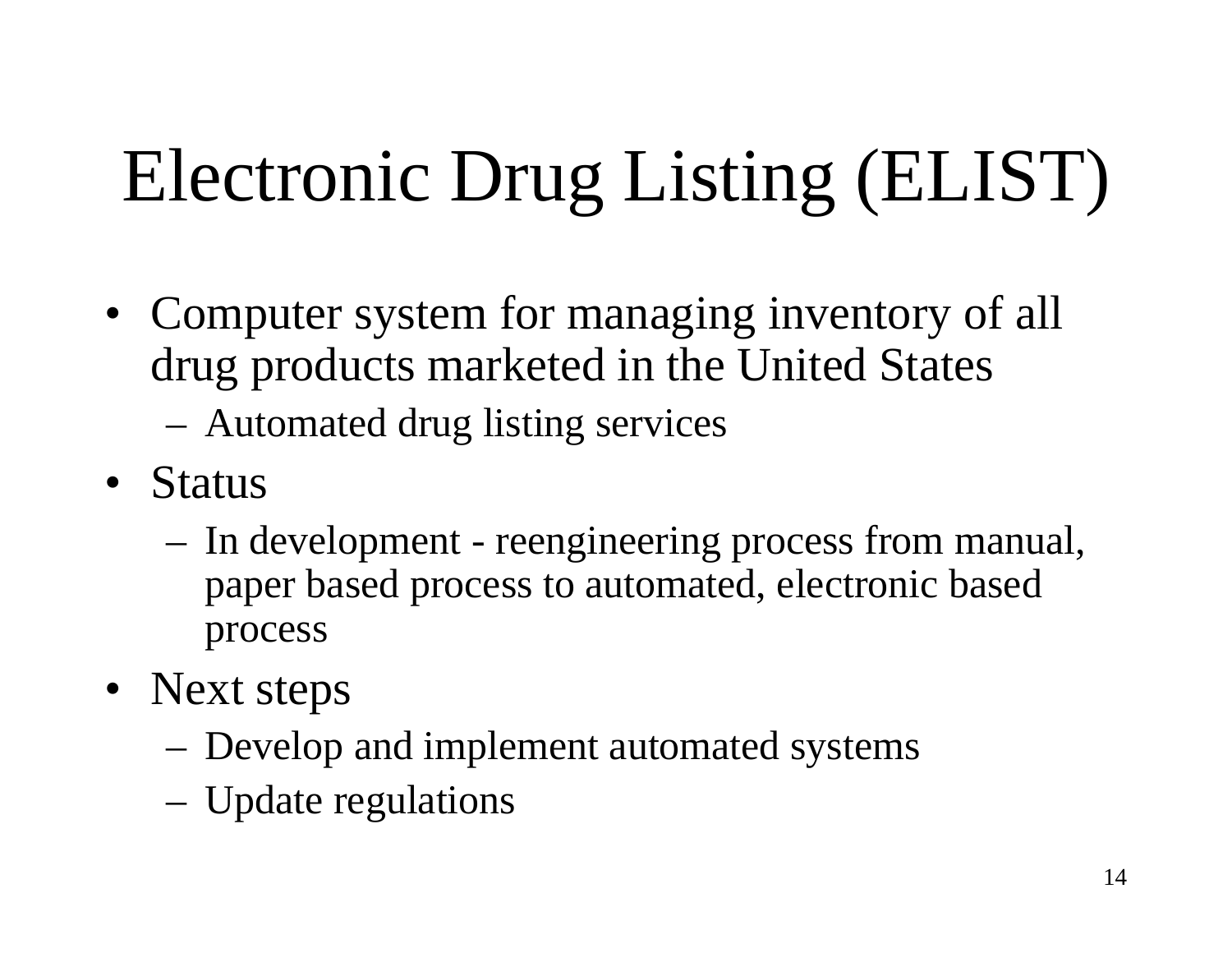# Electronic Drug Listing (ELIST)

- Computer system for managing inventory of all drug products marketed in the United States
  - Automated drug listing services
- Status
  - In development - reengineering process from manual, paper based process to automated, electronic based process
- Next steps
  - Develop and implement automated systems
  - Update regulations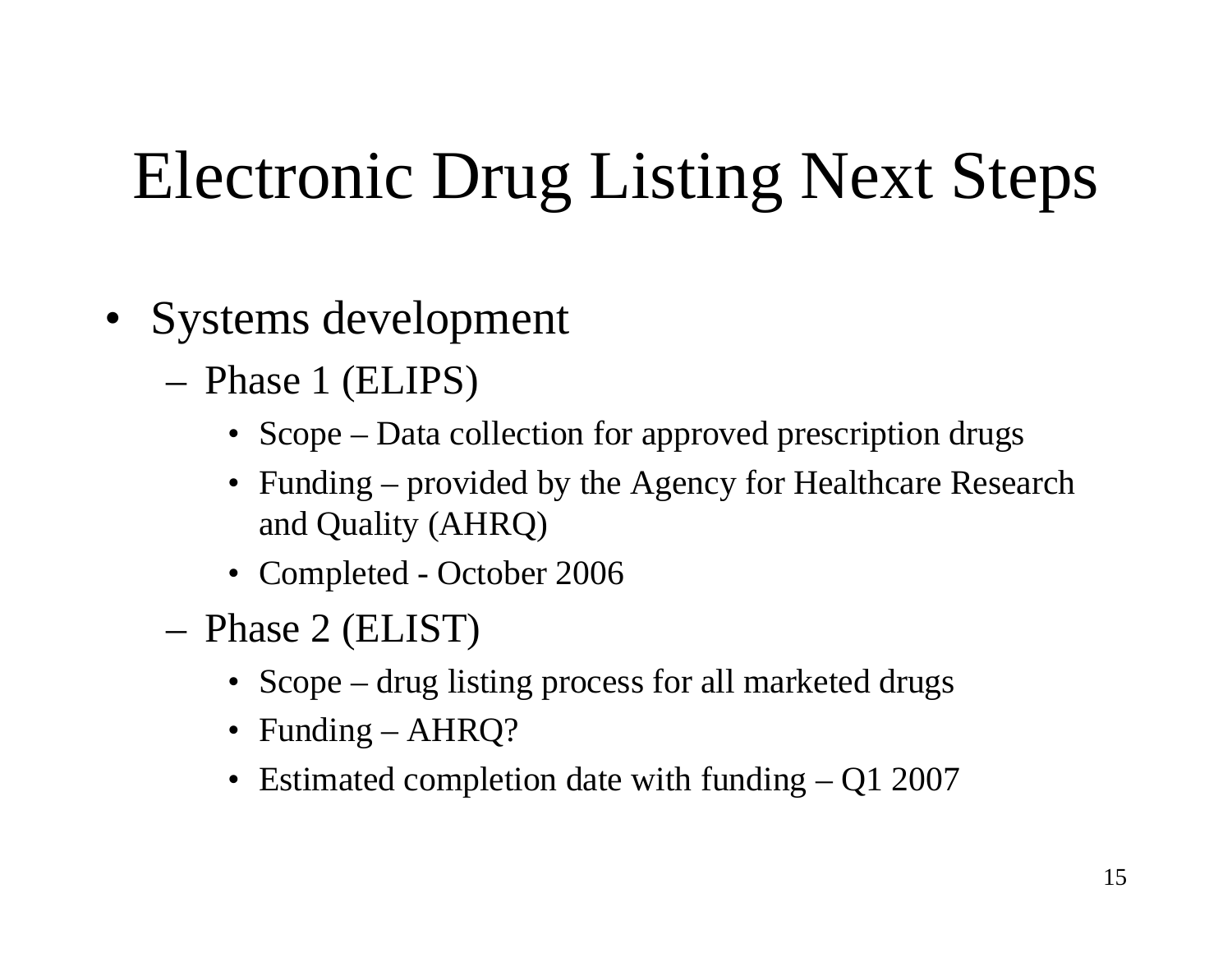# Electronic Drug Listing Next Steps

- Systems development
  - Phase 1 (ELIPS)
    - Scope – Data collection for approved prescription drugs
    - Funding – provided by the Agency for Healthcare Research and Quality (AHRQ)
    - Completed - October 2006
  - Phase 2 (ELIST)
    - Scope – drug listing process for all marketed drugs
    - Funding – AHRQ?
    - Estimated completion date with funding – Q1 2007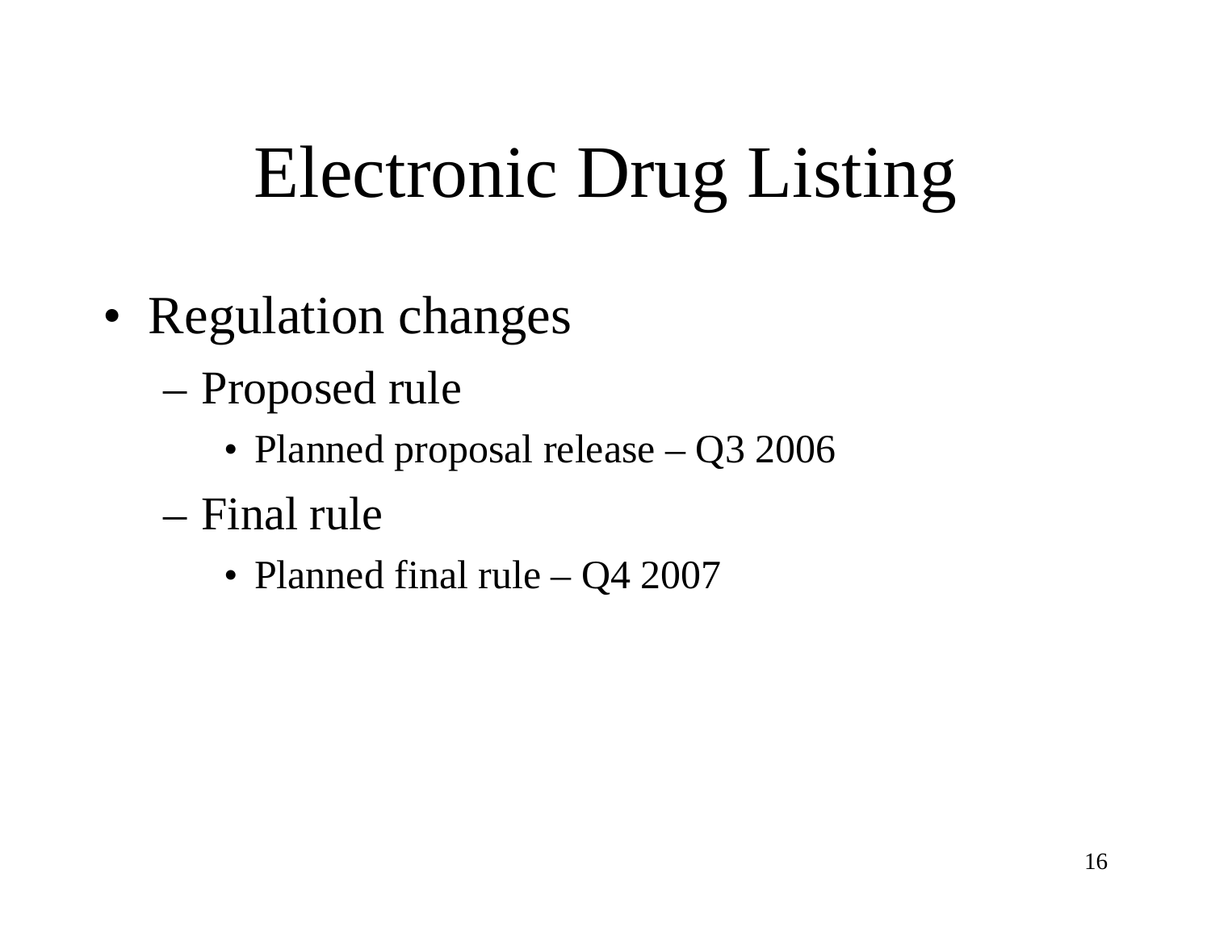# Electronic Drug Listing

- Regulation changes
  - Proposed rule
    - Planned proposal release – Q3 2006
  - Final rule
    - Planned final rule – Q4 2007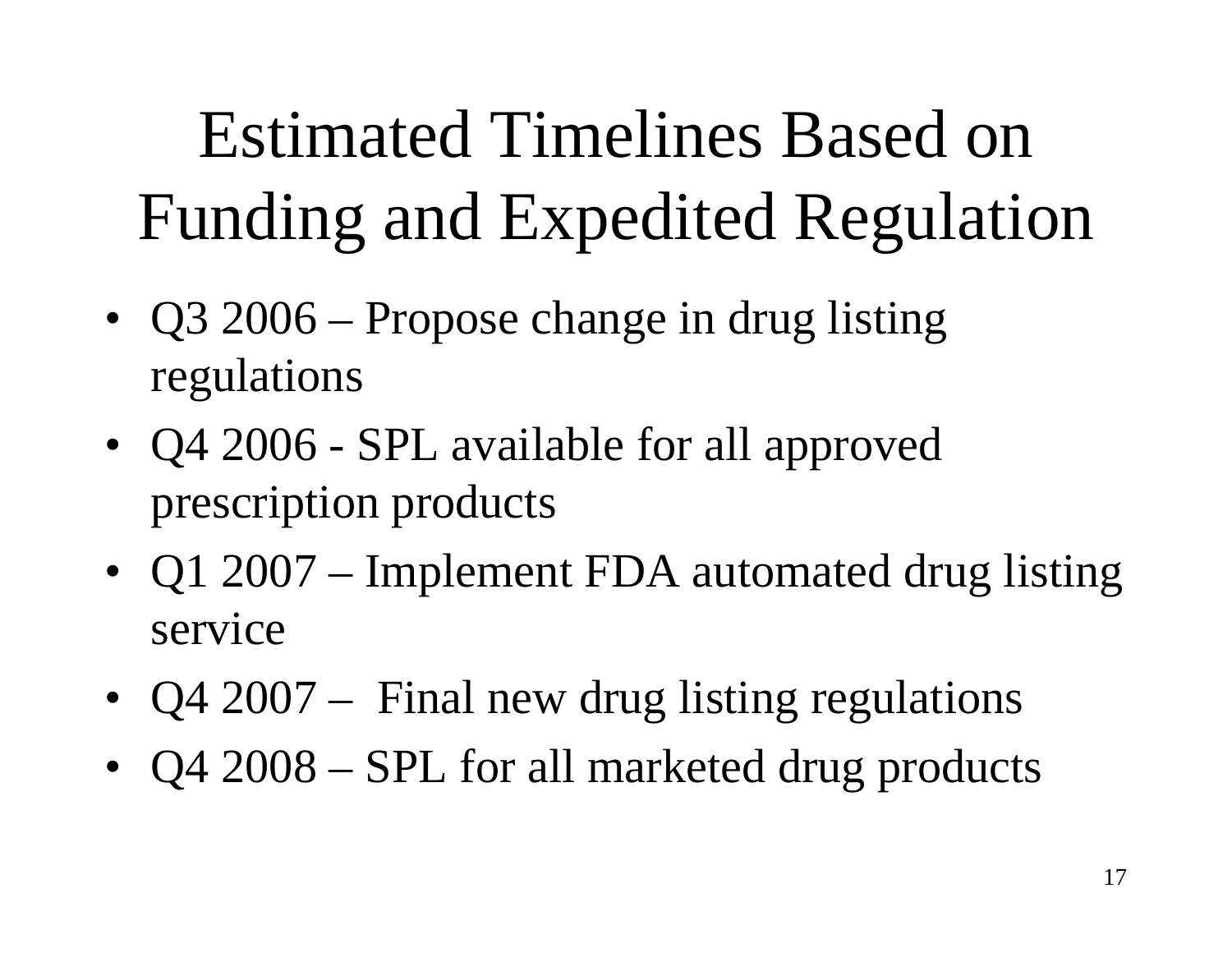# Estimated Timelines Based on Funding and Expedited Regulation

- Q3 2006 – Propose change in drug listing regulations
- Q4 2006 - SPL available for all approved prescription products
- Q1 2007 – Implement FDA automated drug listing service
- Q4 2007 – Final new drug listing regulations
- Q4 2008 – SPL for all marketed drug products